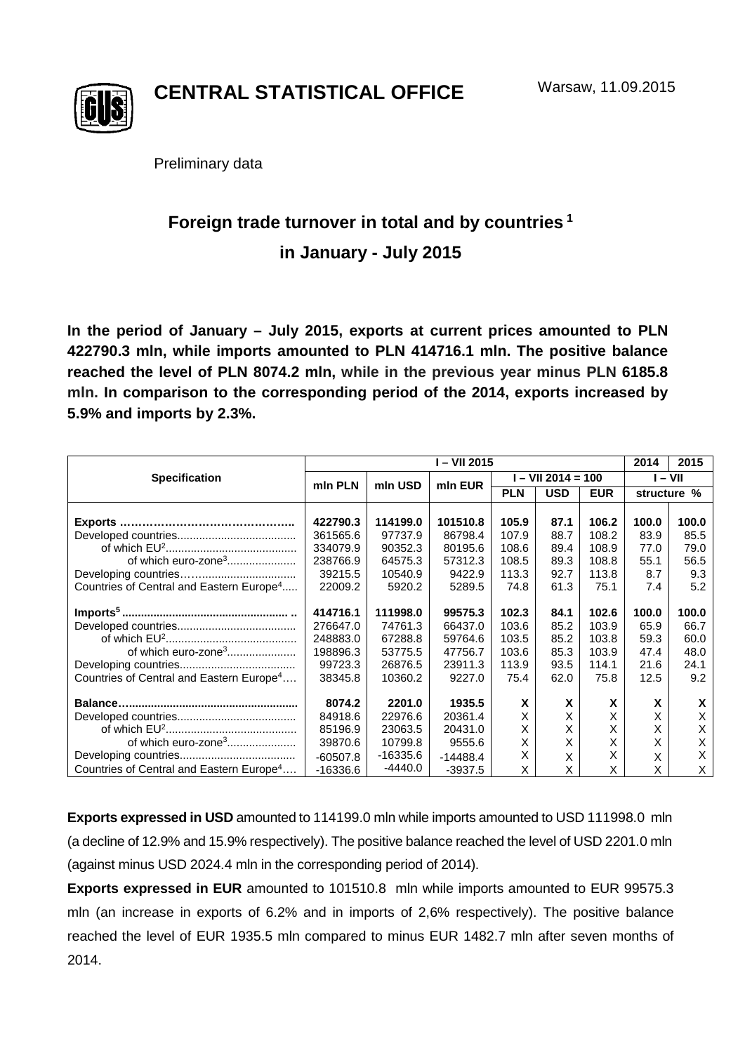**CENTRAL STATISTICAL OFFICE**

Warsaw, 11.09.2015

Preliminary data

# Foreign trade turnover in total and by countries [1] in January - July 2015

**In the period of January – July 2015, exports at current prices amounted to PLN 422790.3 mln, while imports amounted to PLN 414716.1 mln. The positive balance reached the level of PLN 8074.2 mln, while in the previous year minus PLN 6185.8 mln. In comparison to the corresponding period of the 2014, exports increased by 5.9% and imports by 2.3%.**

| Specification | I – VII 2015 | | | | | | 2014 | 2015 |
|---|---|---|---|---|---|---|---|---|
| | mln PLN | mln USD | mln EUR | I – VII 2014 = 100 | | | I – VII | |
| | | | | PLN | USD | EUR | structure % | |
| **Exports ………………………………………..** | **422790.3** | **114199.0** | **101510.8** | **105.9** | **87.1** | **106.2** | **100.0** | **100.0** |
| Developed countries...................................... | 361565.6 | 97737.9 | 86798.4 | 107.9 | 88.7 | 108.2 | 83.9 | 85.5 |
| of which EU[2].......................................... | 334079.9 | 90352.3 | 80195.6 | 108.6 | 89.4 | 108.9 | 77.0 | 79.0 |
| of which euro-zone[3]..................... | 238766.9 | 64575.3 | 57312.3 | 108.5 | 89.3 | 108.8 | 55.1 | 56.5 |
| Developing countries……............................. | 39215.5 | 10540.9 | 9422.9 | 113.3 | 92.7 | 113.8 | 8.7 | 9.3 |
| Countries of Central and Eastern Europe[4]..... | 22009.2 | 5920.2 | 5289.5 | 74.8 | 61.3 | 75.1 | 7.4 | 5.2 |
| **Imports[5] .....................................................** | **414716.1** | **111998.0** | **99575.3** | **102.3** | **84.1** | **102.6** | **100.0** | **100.0** |
| Developed countries...................................... | 276647.0 | 74761.3 | 66437.0 | 103.6 | 85.2 | 103.9 | 65.9 | 66.7 |
| of which EU[2].......................................... | 248883.0 | 67288.8 | 59764.6 | 103.5 | 85.2 | 103.8 | 59.3 | 60.0 |
| of which euro-zone[3]..................... | 198896.3 | 53775.5 | 47756.7 | 103.6 | 85.3 | 103.9 | 47.4 | 48.0 |
| Developing countries..................................... | 99723.3 | 26876.5 | 23911.3 | 113.9 | 93.5 | 114.1 | 21.6 | 24.1 |
| Countries of Central and Eastern Europe[4].... | 38345.8 | 10360.2 | 9227.0 | 75.4 | 62.0 | 75.8 | 12.5 | 9.2 |
| **Balance…....................................................** | **8074.2** | **2201.0** | **1935.5** | **X** | **X** | **X** | **X** | **X** |
| Developed countries...................................... | 84918.6 | 22976.6 | 20361.4 | X | X | X | X | X |
| of which EU[2].......................................... | 85196.9 | 23063.5 | 20431.0 | X | X | X | X | X |
| of which euro-zone[3]..................... | 39870.6 | 10799.8 | 9555.6 | X | X | X | X | X |
| Developing countries..................................... | -60507.8 | -16335.6 | -14488.4 | X | X | X | X | X |
| Countries of Central and Eastern Europe[4].... | -16336.6 | -4440.0 | -3937.5 | X | X | X | X | X |

**Exports expressed in USD** amounted to 114199.0 mln while imports amounted to USD 111998.0 mln (a decline of 12.9% and 15.9% respectively). The positive balance reached the level of USD 2201.0 mln (against minus USD 2024.4 mln in the corresponding period of 2014).

**Exports expressed in EUR** amounted to 101510.8 mln while imports amounted to EUR 99575.3 mln (an increase in exports of 6.2% and in imports of 2,6% respectively). The positive balance reached the level of EUR 1935.5 mln compared to minus EUR 1482.7 mln after seven months of 2014.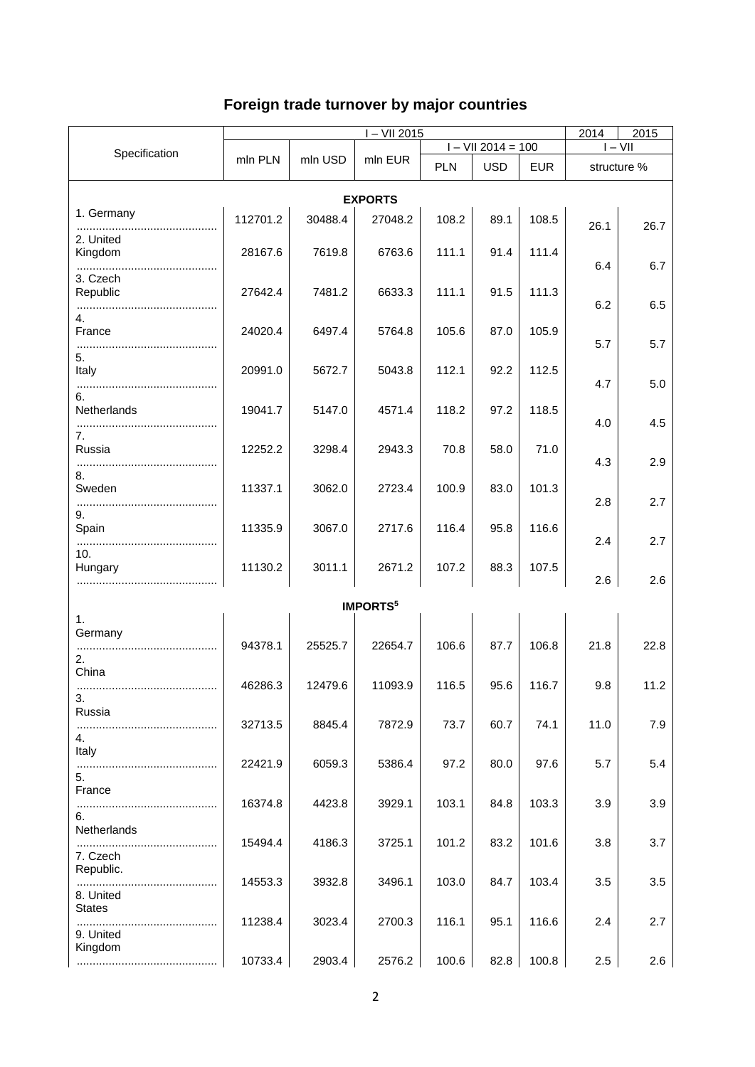## Foreign trade turnover by major countries

| Specification | I – VII 2015 | | | | | | 2014 | 2015 |
|---|---|---|---|---|---|---|---|---|
| | mln PLN | mln USD | mln EUR | I – VII 2014 = 100 | | | I – VII | |
| | | | | PLN | USD | EUR | structure % | |
| **EXPORTS** | | | | | | | | |
| 1. Germany ........................................... | 112701.2 | 30488.4 | 27048.2 | 108.2 | 89.1 | 108.5 | 26.1 | 26.7 |
| 2. United Kingdom ........................................... | 28167.6 | 7619.8 | 6763.6 | 111.1 | 91.4 | 111.4 | 6.4 | 6.7 |
| 3. Czech Republic ........................................... | 27642.4 | 7481.2 | 6633.3 | 111.1 | 91.5 | 111.3 | 6.2 | 6.5 |
| 4. France ........................................... | 24020.4 | 6497.4 | 5764.8 | 105.6 | 87.0 | 105.9 | 5.7 | 5.7 |
| 5. Italy ........................................... | 20991.0 | 5672.7 | 5043.8 | 112.1 | 92.2 | 112.5 | 4.7 | 5.0 |
| 6. Netherlands ........................................... | 19041.7 | 5147.0 | 4571.4 | 118.2 | 97.2 | 118.5 | 4.0 | 4.5 |
| 7. Russia ........................................... | 12252.2 | 3298.4 | 2943.3 | 70.8 | 58.0 | 71.0 | 4.3 | 2.9 |
| 8. Sweden ........................................... | 11337.1 | 3062.0 | 2723.4 | 100.9 | 83.0 | 101.3 | 2.8 | 2.7 |
| 9. Spain ........................................... | 11335.9 | 3067.0 | 2717.6 | 116.4 | 95.8 | 116.6 | 2.4 | 2.7 |
| 10. Hungary ........................................... | 11130.2 | 3011.1 | 2671.2 | 107.2 | 88.3 | 107.5 | 2.6 | 2.6 |
| **IMPORTS[5]** | | | | | | | | |
| 1. Germany ........................................... | 94378.1 | 25525.7 | 22654.7 | 106.6 | 87.7 | 106.8 | 21.8 | 22.8 |
| 2. China ........................................... | 46286.3 | 12479.6 | 11093.9 | 116.5 | 95.6 | 116.7 | 9.8 | 11.2 |
| 3. Russia ........................................... | 32713.5 | 8845.4 | 7872.9 | 73.7 | 60.7 | 74.1 | 11.0 | 7.9 |
| 4. Italy ........................................... | 22421.9 | 6059.3 | 5386.4 | 97.2 | 80.0 | 97.6 | 5.7 | 5.4 |
| 5. France ........................................... | 16374.8 | 4423.8 | 3929.1 | 103.1 | 84.8 | 103.3 | 3.9 | 3.9 |
| 6. Netherlands ........................................... | 15494.4 | 4186.3 | 3725.1 | 101.2 | 83.2 | 101.6 | 3.8 | 3.7 |
| 7. Czech Republic. ........................................... | 14553.3 | 3932.8 | 3496.1 | 103.0 | 84.7 | 103.4 | 3.5 | 3.5 |
| 8. United States ........................................... | 11238.4 | 3023.4 | 2700.3 | 116.1 | 95.1 | 116.6 | 2.4 | 2.7 |
| 9. United Kingdom ........................................... | 10733.4 | 2903.4 | 2576.2 | 100.6 | 82.8 | 100.8 | 2.5 | 2.6 |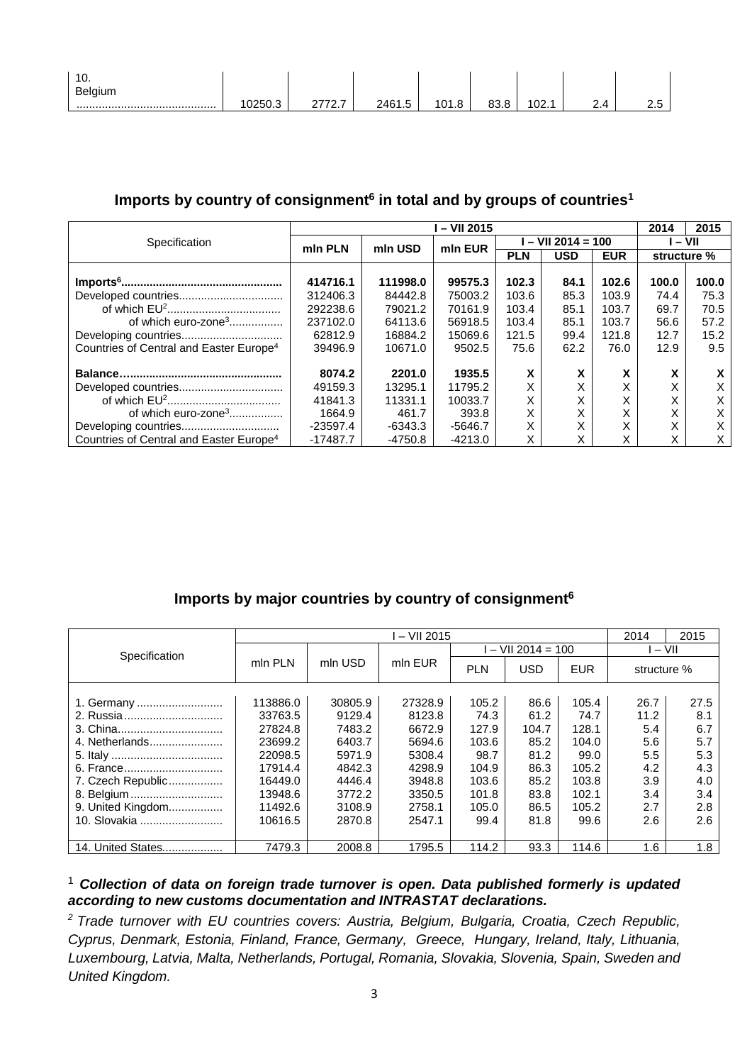| 10. Belgium ........................................ | 10250.3 | 2772.7 | 2461.5 | 101.8 | 83.8 | 102.1 | 2.4 | 2.5 |
|---|---|---|---|---|---|---|---|---|

## Imports by country of consignment[6] in total and by groups of countries[1]

| Specification | I – VII 2015 | | | | | | 2014 | 2015 |
|---|---|---|---|---|---|---|---|---|
| | mln PLN | mln USD | mln EUR | I – VII 2014 = 100 | | | I – VII | |
| | | | | PLN | USD | EUR | structure % | |
| **Imports[6]..................................................** | **414716.1** | **111998.0** | **99575.3** | **102.3** | **84.1** | **102.6** | **100.0** | **100.0** |
| Developed countries................................ | 312406.3 | 84442.8 | 75003.2 | 103.6 | 85.3 | 103.9 | 74.4 | 75.3 |
| of which EU[2]................................... | 292238.6 | 79021.2 | 70161.9 | 103.4 | 85.1 | 103.7 | 69.7 | 70.5 |
| of which euro-zone[3]................ | 237102.0 | 64113.6 | 56918.5 | 103.4 | 85.1 | 103.7 | 56.6 | 57.2 |
| Developing countries............................... | 62812.9 | 16884.2 | 15069.6 | 121.5 | 99.4 | 121.8 | 12.7 | 15.2 |
| Countries of Central and Easter Europe[4] | 39496.9 | 10671.0 | 9502.5 | 75.6 | 62.2 | 76.0 | 12.9 | 9.5 |
| **Balance…..............................................** | **8074.2** | **2201.0** | **1935.5** | **X** | **X** | **X** | **X** | **X** |
| Developed countries................................ | 49159.3 | 13295.1 | 11795.2 | X | X | X | X | X |
| of which EU[2]................................... | 41841.3 | 11331.1 | 10033.7 | X | X | X | X | X |
| of which euro-zone[3]................ | 1664.9 | 461.7 | 393.8 | X | X | X | X | X |
| Developing countries.............................. | -23597.4 | -6343.3 | -5646.7 | X | X | X | X | X |
| Countries of Central and Easter Europe[4] | -17487.7 | -4750.8 | -4213.0 | X | X | X | X | X |

## Imports by major countries by country of consignment[6]

| Specification | I – VII 2015 | | | | | | 2014 | 2015 |
|---|---|---|---|---|---|---|---|---|
| | mln PLN | mln USD | mln EUR | I – VII 2014 = 100 | | | I – VII | |
| | | | | PLN | USD | EUR | structure % | |
| 1. Germany ........................... | 113886.0 | 30805.9 | 27328.9 | 105.2 | 86.6 | 105.4 | 26.7 | 27.5 |
| 2. Russia.............................. | 33763.5 | 9129.4 | 8123.8 | 74.3 | 61.2 | 74.7 | 11.2 | 8.1 |
| 3. China................................ | 27824.8 | 7483.2 | 6672.9 | 127.9 | 104.7 | 128.1 | 5.4 | 6.7 |
| 4. Netherlands....................... | 23699.2 | 6403.7 | 5694.6 | 103.6 | 85.2 | 104.0 | 5.6 | 5.7 |
| 5. Italy ................................. | 22098.5 | 5971.9 | 5308.4 | 98.7 | 81.2 | 99.0 | 5.5 | 5.3 |
| 6. France.............................. | 17914.4 | 4842.3 | 4298.9 | 104.9 | 86.3 | 105.2 | 4.2 | 4.3 |
| 7. Czech Republic................. | 16449.0 | 4446.4 | 3948.8 | 103.6 | 85.2 | 103.8 | 3.9 | 4.0 |
| 8. Belgium............................ | 13948.6 | 3772.2 | 3350.5 | 101.8 | 83.8 | 102.1 | 3.4 | 3.4 |
| 9. United Kingdom................. | 11492.6 | 3108.9 | 2758.1 | 105.0 | 86.5 | 105.2 | 2.7 | 2.8 |
| 10. Slovakia .......................... | 10616.5 | 2870.8 | 2547.1 | 99.4 | 81.8 | 99.6 | 2.6 | 2.6 |
| 14. United States................... | 7479.3 | 2008.8 | 1795.5 | 114.2 | 93.3 | 114.6 | 1.6 | 1.8 |

[1] ***Collection of data on foreign trade turnover is open. Data published formerly is updated according to new customs documentation and INTRASTAT declarations.***

[2] *Trade turnover with EU countries covers: Austria, Belgium, Bulgaria, Croatia, Czech Republic, Cyprus, Denmark, Estonia, Finland, France, Germany, Greece, Hungary, Ireland, Italy, Lithuania, Luxembourg, Latvia, Malta, Netherlands, Portugal, Romania, Slovakia, Slovenia, Spain, Sweden and United Kingdom.*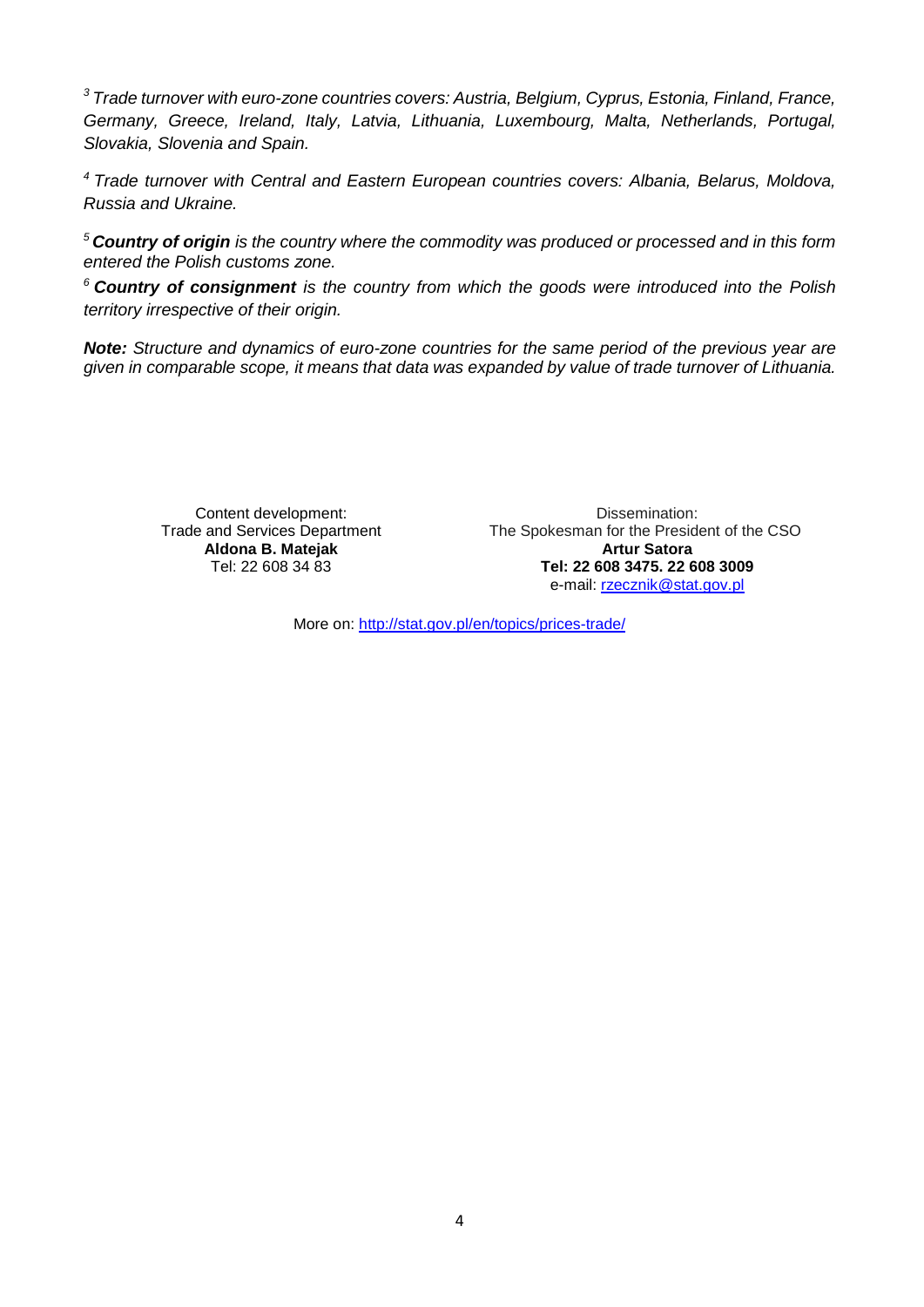[3] *Trade turnover with euro-zone countries covers: Austria, Belgium, Cyprus, Estonia, Finland, France, Germany, Greece, Ireland, Italy, Latvia, Lithuania, Luxembourg, Malta, Netherlands, Portugal, Slovakia, Slovenia and Spain.*

[4] *Trade turnover with Central and Eastern European countries covers: Albania, Belarus, Moldova, Russia and Ukraine.*

[5] ***Country of origin** is the country where the commodity was produced or processed and in this form entered the Polish customs zone.*

[6] ***Country of consignment** is the country from which the goods were introduced into the Polish territory irrespective of their origin.*

***Note:** Structure and dynamics of euro-zone countries for the same period of the previous year are given in comparable scope, it means that data was expanded by value of trade turnover of Lithuania.*

Content development:
Trade and Services Department
**Aldona B. Matejak**
Tel: 22 608 34 83

Dissemination:
The Spokesman for the President of the CSO
**Artur Satora**
**Tel: 22 608 3475. 22 608 3009**
e-mail: rzecznik@stat.gov.pl

More on: http://stat.gov.pl/en/topics/prices-trade/